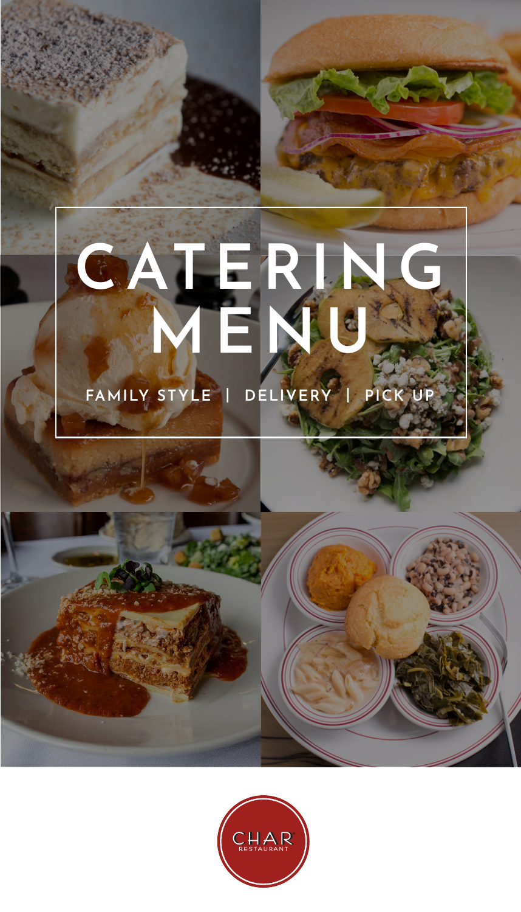# CATERING MENU

FAMILY STYLE | DELIVERY | PICK UP

CHAR RESTAURANT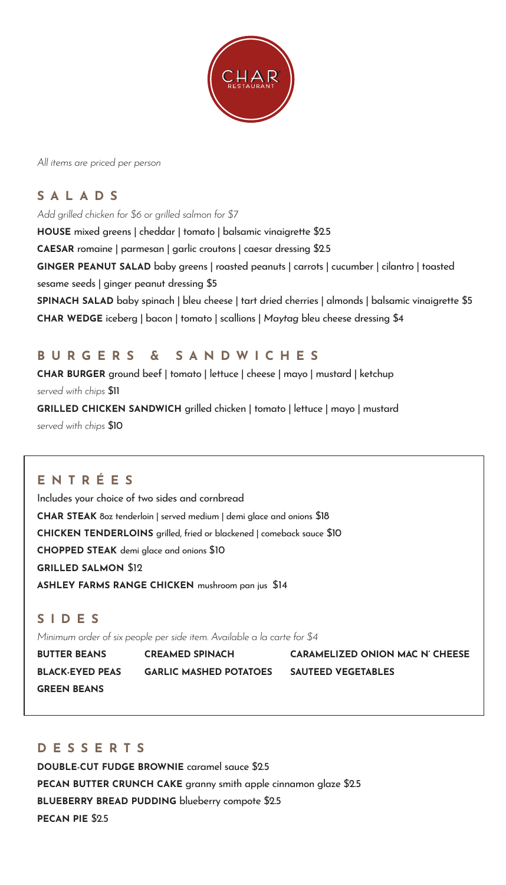CHAR RESTAURANT

*All items are priced per person*

## SALADS

*Add grilled chicken for $6 or grilled salmon for $7*

**HOUSE** mixed greens | cheddar | tomato | balsamic vinaigrette $2.5

**CAESAR** romaine | parmesan | garlic croutons | caesar dressing $2.5

**GINGER PEANUT SALAD** baby greens | roasted peanuts | carrots | cucumber | cilantro | toasted sesame seeds | ginger peanut dressing $5

**SPINACH SALAD** baby spinach | bleu cheese | tart dried cherries | almonds | balsamic vinaigrette $5

**CHAR WEDGE** iceberg | bacon | tomato | scallions | *Maytag* bleu cheese dressing $4

## BURGERS & SANDWICHES

**CHAR BURGER** ground beef | tomato | lettuce | cheese | mayo | mustard | ketchup
*served with chips* $11

**GRILLED CHICKEN SANDWICH** grilled chicken | tomato | lettuce | mayo | mustard
*served with chips* $10

## ENTRÉES

Includes your choice of two sides and cornbread

**CHAR STEAK** 8oz tenderloin | served medium | demi glace and onions $18

**CHICKEN TENDERLOINS** grilled, fried or blackened | comeback sauce $10

**CHOPPED STEAK** demi glace and onions $10

**GRILLED SALMON** $12

**ASHLEY FARMS RANGE CHICKEN** mushroom pan jus $14

## SIDES

*Minimum order of six people per side item. Available a la carte for $4*

**BUTTER BEANS**
**CREAMED SPINACH**
**CARAMELIZED ONION MAC N' CHEESE**
**BLACK-EYED PEAS**
**GARLIC MASHED POTATOES**
**SAUTEED VEGETABLES**
**GREEN BEANS**

## DESSERTS

**DOUBLE-CUT FUDGE BROWNIE** caramel sauce $2.5

**PECAN BUTTER CRUNCH CAKE** granny smith apple cinnamon glaze $2.5

**BLUEBERRY BREAD PUDDING** blueberry compote $2.5

**PECAN PIE** $2.5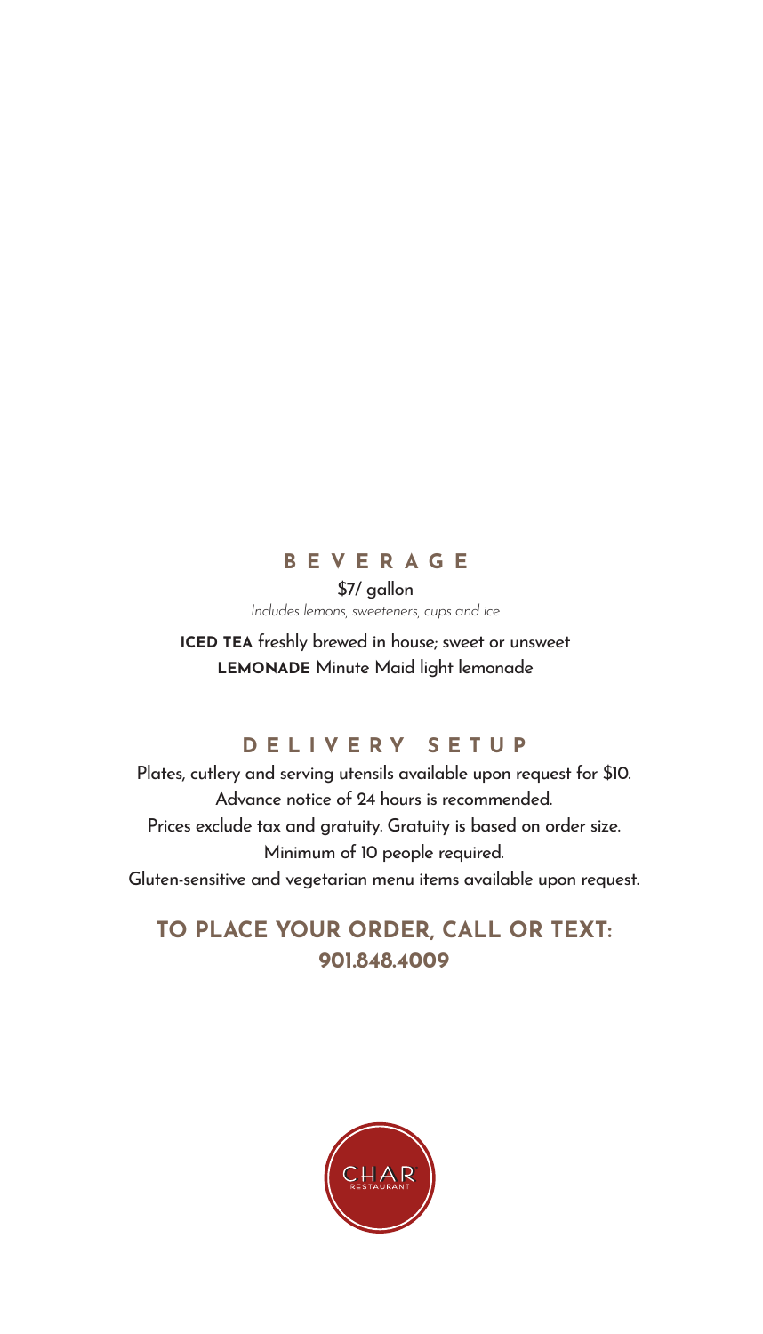## BEVERAGE

$7/ gallon

*Includes lemons, sweeteners, cups and ice*

**ICED TEA** freshly brewed in house; sweet or unsweet

**LEMONADE** Minute Maid light lemonade

## DELIVERY SETUP

Plates, cutlery and serving utensils available upon request for $10.

Advance notice of 24 hours is recommended.

Prices exclude tax and gratuity. Gratuity is based on order size.

Minimum of 10 people required.

Gluten-sensitive and vegetarian menu items available upon request.

## TO PLACE YOUR ORDER, CALL OR TEXT:

## 901.848.4009

CHAR RESTAURANT